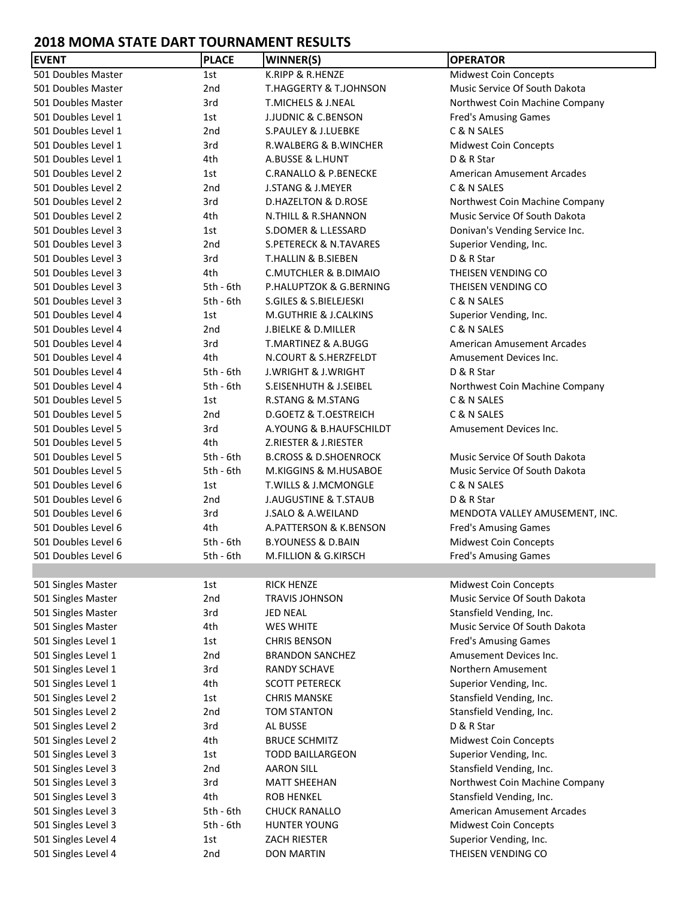## 2018 MOMA STATE DART TOURNAMENT RESULTS

| EVENT | PLACE | WINNER(S) | OPERATOR |
|---|---|---|---|
| 501 Doubles Master | 1st | K.RIPP & R.HENZE | Midwest Coin Concepts |
| 501 Doubles Master | 2nd | T.HAGGERTY & T.JOHNSON | Music Service Of South Dakota |
| 501 Doubles Master | 3rd | T.MICHELS & J.NEAL | Northwest Coin Machine Company |
| 501 Doubles Level 1 | 1st | J.JUDNIC & C.BENSON | Fred's Amusing Games |
| 501 Doubles Level 1 | 2nd | S.PAULEY & J.LUEBKE | C & N SALES |
| 501 Doubles Level 1 | 3rd | R.WALBERG & B.WINCHER | Midwest Coin Concepts |
| 501 Doubles Level 1 | 4th | A.BUSSE & L.HUNT | D & R Star |
| 501 Doubles Level 2 | 1st | C.RANALLO & P.BENECKE | American Amusement Arcades |
| 501 Doubles Level 2 | 2nd | J.STANG & J.MEYER | C & N SALES |
| 501 Doubles Level 2 | 3rd | D.HAZELTON & D.ROSE | Northwest Coin Machine Company |
| 501 Doubles Level 2 | 4th | N.THILL & R.SHANNON | Music Service Of South Dakota |
| 501 Doubles Level 3 | 1st | S.DOMER & L.LESSARD | Donivan's Vending Service Inc. |
| 501 Doubles Level 3 | 2nd | S.PETERECK & N.TAVARES | Superior Vending, Inc. |
| 501 Doubles Level 3 | 3rd | T.HALLIN & B.SIEBEN | D & R Star |
| 501 Doubles Level 3 | 4th | C.MUTCHLER & B.DIMAIO | THEISEN VENDING CO |
| 501 Doubles Level 3 | 5th - 6th | P.HALUPTZOK & G.BERNING | THEISEN VENDING CO |
| 501 Doubles Level 3 | 5th - 6th | S.GILES & S.BIELEJESKI | C & N SALES |
| 501 Doubles Level 4 | 1st | M.GUTHRIE & J.CALKINS | Superior Vending, Inc. |
| 501 Doubles Level 4 | 2nd | J.BIELKE & D.MILLER | C & N SALES |
| 501 Doubles Level 4 | 3rd | T.MARTINEZ & A.BUGG | American Amusement Arcades |
| 501 Doubles Level 4 | 4th | N.COURT & S.HERZFELDT | Amusement Devices Inc. |
| 501 Doubles Level 4 | 5th - 6th | J.WRIGHT & J.WRIGHT | D & R Star |
| 501 Doubles Level 4 | 5th - 6th | S.EISENHUTH & J.SEIBEL | Northwest Coin Machine Company |
| 501 Doubles Level 5 | 1st | R.STANG & M.STANG | C & N SALES |
| 501 Doubles Level 5 | 2nd | D.GOETZ & T.OESTREICH | C & N SALES |
| 501 Doubles Level 5 | 3rd | A.YOUNG & B.HAUFSCHILDT | Amusement Devices Inc. |
| 501 Doubles Level 5 | 4th | Z.RIESTER & J.RIESTER | |
| 501 Doubles Level 5 | 5th - 6th | B.CROSS & D.SHOENROCK | Music Service Of South Dakota |
| 501 Doubles Level 5 | 5th - 6th | M.KIGGINS & M.HUSABOE | Music Service Of South Dakota |
| 501 Doubles Level 6 | 1st | T.WILLS & J.MCMONGLE | C & N SALES |
| 501 Doubles Level 6 | 2nd | J.AUGUSTINE & T.STAUB | D & R Star |
| 501 Doubles Level 6 | 3rd | J.SALO & A.WEILAND | MENDOTA VALLEY AMUSEMENT, INC. |
| 501 Doubles Level 6 | 4th | A.PATTERSON & K.BENSON | Fred's Amusing Games |
| 501 Doubles Level 6 | 5th - 6th | B.YOUNESS & D.BAIN | Midwest Coin Concepts |
| 501 Doubles Level 6 | 5th - 6th | M.FILLION & G.KIRSCH | Fred's Amusing Games |
| | | | |
| 501 Singles Master | 1st | RICK HENZE | Midwest Coin Concepts |
| 501 Singles Master | 2nd | TRAVIS JOHNSON | Music Service Of South Dakota |
| 501 Singles Master | 3rd | JED NEAL | Stansfield Vending, Inc. |
| 501 Singles Master | 4th | WES WHITE | Music Service Of South Dakota |
| 501 Singles Level 1 | 1st | CHRIS BENSON | Fred's Amusing Games |
| 501 Singles Level 1 | 2nd | BRANDON SANCHEZ | Amusement Devices Inc. |
| 501 Singles Level 1 | 3rd | RANDY SCHAVE | Northern Amusement |
| 501 Singles Level 1 | 4th | SCOTT PETERECK | Superior Vending, Inc. |
| 501 Singles Level 2 | 1st | CHRIS MANSKE | Stansfield Vending, Inc. |
| 501 Singles Level 2 | 2nd | TOM STANTON | Stansfield Vending, Inc. |
| 501 Singles Level 2 | 3rd | AL BUSSE | D & R Star |
| 501 Singles Level 2 | 4th | BRUCE SCHMITZ | Midwest Coin Concepts |
| 501 Singles Level 3 | 1st | TODD BAILLARGEON | Superior Vending, Inc. |
| 501 Singles Level 3 | 2nd | AARON SILL | Stansfield Vending, Inc. |
| 501 Singles Level 3 | 3rd | MATT SHEEHAN | Northwest Coin Machine Company |
| 501 Singles Level 3 | 4th | ROB HENKEL | Stansfield Vending, Inc. |
| 501 Singles Level 3 | 5th - 6th | CHUCK RANALLO | American Amusement Arcades |
| 501 Singles Level 3 | 5th - 6th | HUNTER YOUNG | Midwest Coin Concepts |
| 501 Singles Level 4 | 1st | ZACH RIESTER | Superior Vending, Inc. |
| 501 Singles Level 4 | 2nd | DON MARTIN | THEISEN VENDING CO |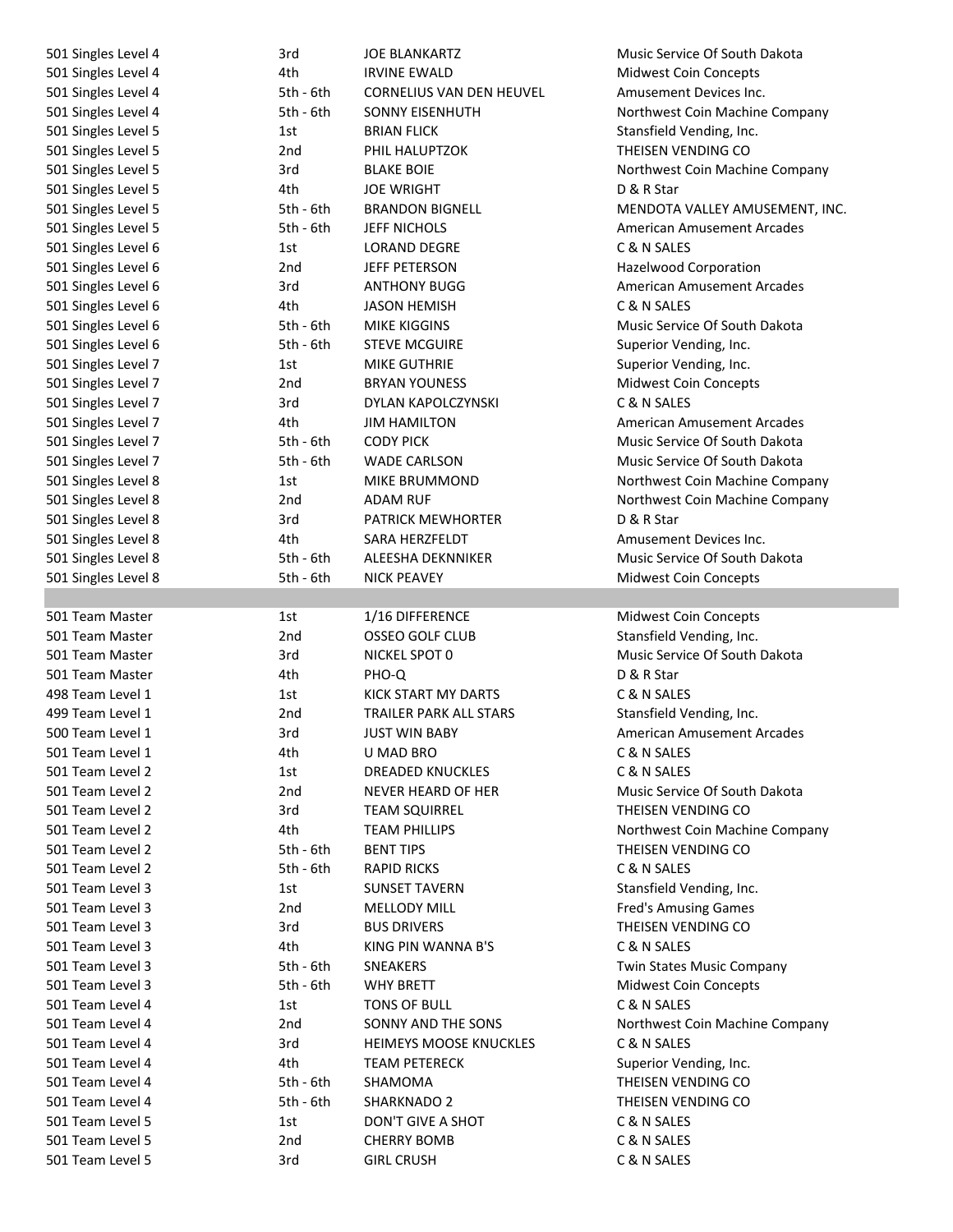| | | | |
|---|---|---|---|
| 501 Singles Level 4 | 3rd | JOE BLANKARTZ | Music Service Of South Dakota |
| 501 Singles Level 4 | 4th | IRVINE EWALD | Midwest Coin Concepts |
| 501 Singles Level 4 | 5th - 6th | CORNELIUS VAN DEN HEUVEL | Amusement Devices Inc. |
| 501 Singles Level 4 | 5th - 6th | SONNY EISENHUTH | Northwest Coin Machine Company |
| 501 Singles Level 5 | 1st | BRIAN FLICK | Stansfield Vending, Inc. |
| 501 Singles Level 5 | 2nd | PHIL HALUPTZOK | THEISEN VENDING CO |
| 501 Singles Level 5 | 3rd | BLAKE BOIE | Northwest Coin Machine Company |
| 501 Singles Level 5 | 4th | JOE WRIGHT | D & R Star |
| 501 Singles Level 5 | 5th - 6th | BRANDON BIGNELL | MENDOTA VALLEY AMUSEMENT, INC. |
| 501 Singles Level 5 | 5th - 6th | JEFF NICHOLS | American Amusement Arcades |
| 501 Singles Level 6 | 1st | LORAND DEGRE | C & N SALES |
| 501 Singles Level 6 | 2nd | JEFF PETERSON | Hazelwood Corporation |
| 501 Singles Level 6 | 3rd | ANTHONY BUGG | American Amusement Arcades |
| 501 Singles Level 6 | 4th | JASON HEMISH | C & N SALES |
| 501 Singles Level 6 | 5th - 6th | MIKE KIGGINS | Music Service Of South Dakota |
| 501 Singles Level 6 | 5th - 6th | STEVE MCGUIRE | Superior Vending, Inc. |
| 501 Singles Level 7 | 1st | MIKE GUTHRIE | Superior Vending, Inc. |
| 501 Singles Level 7 | 2nd | BRYAN YOUNESS | Midwest Coin Concepts |
| 501 Singles Level 7 | 3rd | DYLAN KAPOLCZYNSKI | C & N SALES |
| 501 Singles Level 7 | 4th | JIM HAMILTON | American Amusement Arcades |
| 501 Singles Level 7 | 5th - 6th | CODY PICK | Music Service Of South Dakota |
| 501 Singles Level 7 | 5th - 6th | WADE CARLSON | Music Service Of South Dakota |
| 501 Singles Level 8 | 1st | MIKE BRUMMOND | Northwest Coin Machine Company |
| 501 Singles Level 8 | 2nd | ADAM RUF | Northwest Coin Machine Company |
| 501 Singles Level 8 | 3rd | PATRICK MEWHORTER | D & R Star |
| 501 Singles Level 8 | 4th | SARA HERZFELDT | Amusement Devices Inc. |
| 501 Singles Level 8 | 5th - 6th | ALEESHA DEKNNIKER | Music Service Of South Dakota |
| 501 Singles Level 8 | 5th - 6th | NICK PEAVEY | Midwest Coin Concepts |
| | | | |
| 501 Team Master | 1st | 1/16 DIFFERENCE | Midwest Coin Concepts |
| 501 Team Master | 2nd | OSSEO GOLF CLUB | Stansfield Vending, Inc. |
| 501 Team Master | 3rd | NICKEL SPOT 0 | Music Service Of South Dakota |
| 501 Team Master | 4th | PHO-Q | D & R Star |
| 498 Team Level 1 | 1st | KICK START MY DARTS | C & N SALES |
| 499 Team Level 1 | 2nd | TRAILER PARK ALL STARS | Stansfield Vending, Inc. |
| 500 Team Level 1 | 3rd | JUST WIN BABY | American Amusement Arcades |
| 501 Team Level 1 | 4th | U MAD BRO | C & N SALES |
| 501 Team Level 2 | 1st | DREADED KNUCKLES | C & N SALES |
| 501 Team Level 2 | 2nd | NEVER HEARD OF HER | Music Service Of South Dakota |
| 501 Team Level 2 | 3rd | TEAM SQUIRREL | THEISEN VENDING CO |
| 501 Team Level 2 | 4th | TEAM PHILLIPS | Northwest Coin Machine Company |
| 501 Team Level 2 | 5th - 6th | BENT TIPS | THEISEN VENDING CO |
| 501 Team Level 2 | 5th - 6th | RAPID RICKS | C & N SALES |
| 501 Team Level 3 | 1st | SUNSET TAVERN | Stansfield Vending, Inc. |
| 501 Team Level 3 | 2nd | MELLODY MILL | Fred's Amusing Games |
| 501 Team Level 3 | 3rd | BUS DRIVERS | THEISEN VENDING CO |
| 501 Team Level 3 | 4th | KING PIN WANNA B'S | C & N SALES |
| 501 Team Level 3 | 5th - 6th | SNEAKERS | Twin States Music Company |
| 501 Team Level 3 | 5th - 6th | WHY BRETT | Midwest Coin Concepts |
| 501 Team Level 4 | 1st | TONS OF BULL | C & N SALES |
| 501 Team Level 4 | 2nd | SONNY AND THE SONS | Northwest Coin Machine Company |
| 501 Team Level 4 | 3rd | HEIMEYS MOOSE KNUCKLES | C & N SALES |
| 501 Team Level 4 | 4th | TEAM PETERECK | Superior Vending, Inc. |
| 501 Team Level 4 | 5th - 6th | SHAMOMA | THEISEN VENDING CO |
| 501 Team Level 4 | 5th - 6th | SHARKNADO 2 | THEISEN VENDING CO |
| 501 Team Level 5 | 1st | DON'T GIVE A SHOT | C & N SALES |
| 501 Team Level 5 | 2nd | CHERRY BOMB | C & N SALES |
| 501 Team Level 5 | 3rd | GIRL CRUSH | C & N SALES |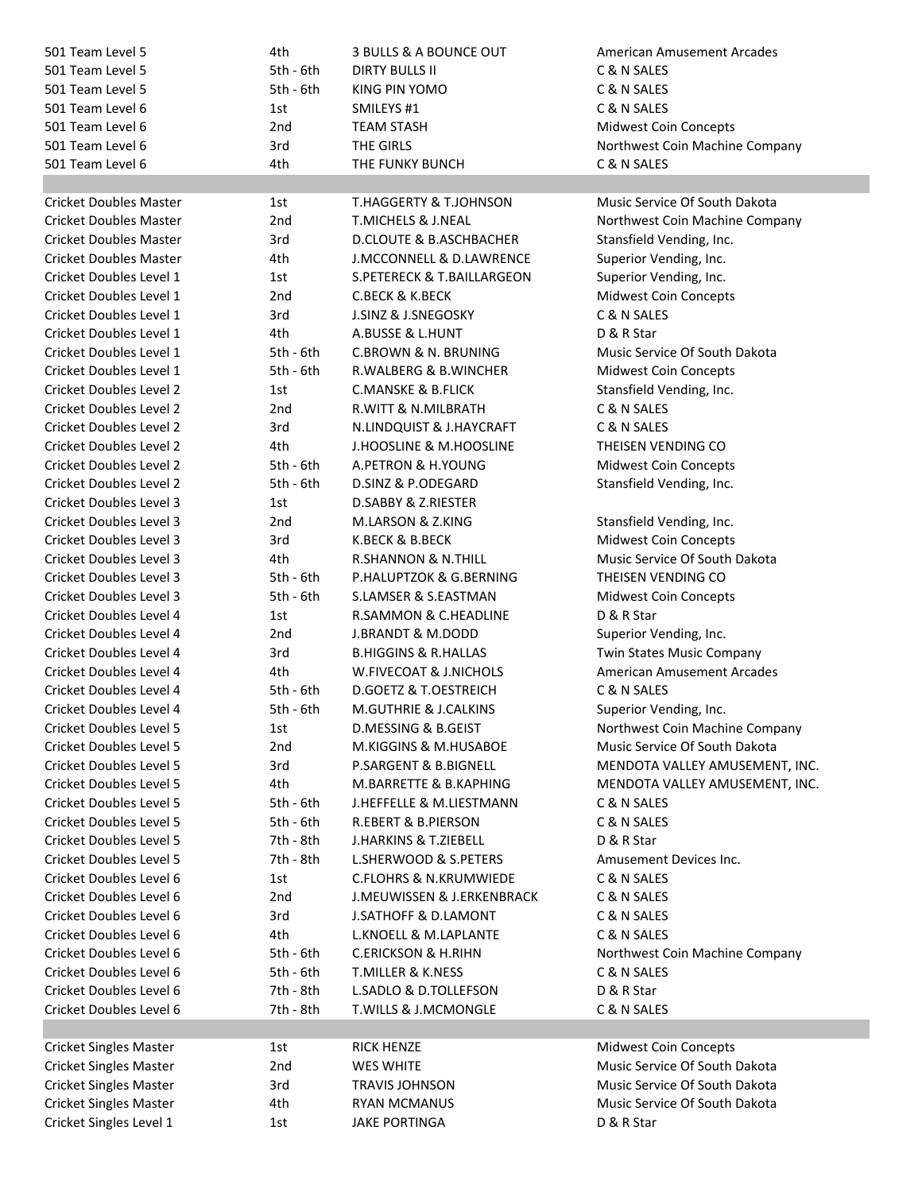| | | | |
|---|---|---|---|
| 501 Team Level 5 | 4th | 3 BULLS & A BOUNCE OUT | American Amusement Arcades |
| 501 Team Level 5 | 5th - 6th | DIRTY BULLS II | C & N SALES |
| 501 Team Level 5 | 5th - 6th | KING PIN YOMO | C & N SALES |
| 501 Team Level 6 | 1st | SMILEYS #1 | C & N SALES |
| 501 Team Level 6 | 2nd | TEAM STASH | Midwest Coin Concepts |
| 501 Team Level 6 | 3rd | THE GIRLS | Northwest Coin Machine Company |
| 501 Team Level 6 | 4th | THE FUNKY BUNCH | C & N SALES |
| | | | |
| Cricket Doubles Master | 1st | T.HAGGERTY & T.JOHNSON | Music Service Of South Dakota |
| Cricket Doubles Master | 2nd | T.MICHELS & J.NEAL | Northwest Coin Machine Company |
| Cricket Doubles Master | 3rd | D.CLOUTE & B.ASCHBACHER | Stansfield Vending, Inc. |
| Cricket Doubles Master | 4th | J.MCCONNELL & D.LAWRENCE | Superior Vending, Inc. |
| Cricket Doubles Level 1 | 1st | S.PETERECK & T.BAILLARGEON | Superior Vending, Inc. |
| Cricket Doubles Level 1 | 2nd | C.BECK & K.BECK | Midwest Coin Concepts |
| Cricket Doubles Level 1 | 3rd | J.SINZ & J.SNEGOSKY | C & N SALES |
| Cricket Doubles Level 1 | 4th | A.BUSSE & L.HUNT | D & R Star |
| Cricket Doubles Level 1 | 5th - 6th | C.BROWN & N. BRUNING | Music Service Of South Dakota |
| Cricket Doubles Level 1 | 5th - 6th | R.WALBERG & B.WINCHER | Midwest Coin Concepts |
| Cricket Doubles Level 2 | 1st | C.MANSKE & B.FLICK | Stansfield Vending, Inc. |
| Cricket Doubles Level 2 | 2nd | R.WITT & N.MILBRATH | C & N SALES |
| Cricket Doubles Level 2 | 3rd | N.LINDQUIST & J.HAYCRAFT | C & N SALES |
| Cricket Doubles Level 2 | 4th | J.HOOSLINE & M.HOOSLINE | THEISEN VENDING CO |
| Cricket Doubles Level 2 | 5th - 6th | A.PETRON & H.YOUNG | Midwest Coin Concepts |
| Cricket Doubles Level 2 | 5th - 6th | D.SINZ & P.ODEGARD | Stansfield Vending, Inc. |
| Cricket Doubles Level 3 | 1st | D.SABBY & Z.RIESTER | |
| Cricket Doubles Level 3 | 2nd | M.LARSON & Z.KING | Stansfield Vending, Inc. |
| Cricket Doubles Level 3 | 3rd | K.BECK & B.BECK | Midwest Coin Concepts |
| Cricket Doubles Level 3 | 4th | R.SHANNON & N.THILL | Music Service Of South Dakota |
| Cricket Doubles Level 3 | 5th - 6th | P.HALUPTZOK & G.BERNING | THEISEN VENDING CO |
| Cricket Doubles Level 3 | 5th - 6th | S.LAMSER & S.EASTMAN | Midwest Coin Concepts |
| Cricket Doubles Level 4 | 1st | R.SAMMON & C.HEADLINE | D & R Star |
| Cricket Doubles Level 4 | 2nd | J.BRANDT & M.DODD | Superior Vending, Inc. |
| Cricket Doubles Level 4 | 3rd | B.HIGGINS & R.HALLAS | Twin States Music Company |
| Cricket Doubles Level 4 | 4th | W.FIVECOAT & J.NICHOLS | American Amusement Arcades |
| Cricket Doubles Level 4 | 5th - 6th | D.GOETZ & T.OESTREICH | C & N SALES |
| Cricket Doubles Level 4 | 5th - 6th | M.GUTHRIE & J.CALKINS | Superior Vending, Inc. |
| Cricket Doubles Level 5 | 1st | D.MESSING & B.GEIST | Northwest Coin Machine Company |
| Cricket Doubles Level 5 | 2nd | M.KIGGINS & M.HUSABOE | Music Service Of South Dakota |
| Cricket Doubles Level 5 | 3rd | P.SARGENT & B.BIGNELL | MENDOTA VALLEY AMUSEMENT, INC. |
| Cricket Doubles Level 5 | 4th | M.BARRETTE & B.KAPHING | MENDOTA VALLEY AMUSEMENT, INC. |
| Cricket Doubles Level 5 | 5th - 6th | J.HEFFELLE & M.LIESTMANN | C & N SALES |
| Cricket Doubles Level 5 | 5th - 6th | R.EBERT & B.PIERSON | C & N SALES |
| Cricket Doubles Level 5 | 7th - 8th | J.HARKINS & T.ZIEBELL | D & R Star |
| Cricket Doubles Level 5 | 7th - 8th | L.SHERWOOD & S.PETERS | Amusement Devices Inc. |
| Cricket Doubles Level 6 | 1st | C.FLOHRS & N.KRUMWIEDE | C & N SALES |
| Cricket Doubles Level 6 | 2nd | J.MEUWISSEN & J.ERKENBRACK | C & N SALES |
| Cricket Doubles Level 6 | 3rd | J.SATHOFF & D.LAMONT | C & N SALES |
| Cricket Doubles Level 6 | 4th | L.KNOELL & M.LAPLANTE | C & N SALES |
| Cricket Doubles Level 6 | 5th - 6th | C.ERICKSON & H.RIHN | Northwest Coin Machine Company |
| Cricket Doubles Level 6 | 5th - 6th | T.MILLER & K.NESS | C & N SALES |
| Cricket Doubles Level 6 | 7th - 8th | L.SADLO & D.TOLLEFSON | D & R Star |
| Cricket Doubles Level 6 | 7th - 8th | T.WILLS & J.MCMONGLE | C & N SALES |
| | | | |
| Cricket Singles Master | 1st | RICK HENZE | Midwest Coin Concepts |
| Cricket Singles Master | 2nd | WES WHITE | Music Service Of South Dakota |
| Cricket Singles Master | 3rd | TRAVIS JOHNSON | Music Service Of South Dakota |
| Cricket Singles Master | 4th | RYAN MCMANUS | Music Service Of South Dakota |
| Cricket Singles Level 1 | 1st | JAKE PORTINGA | D & R Star |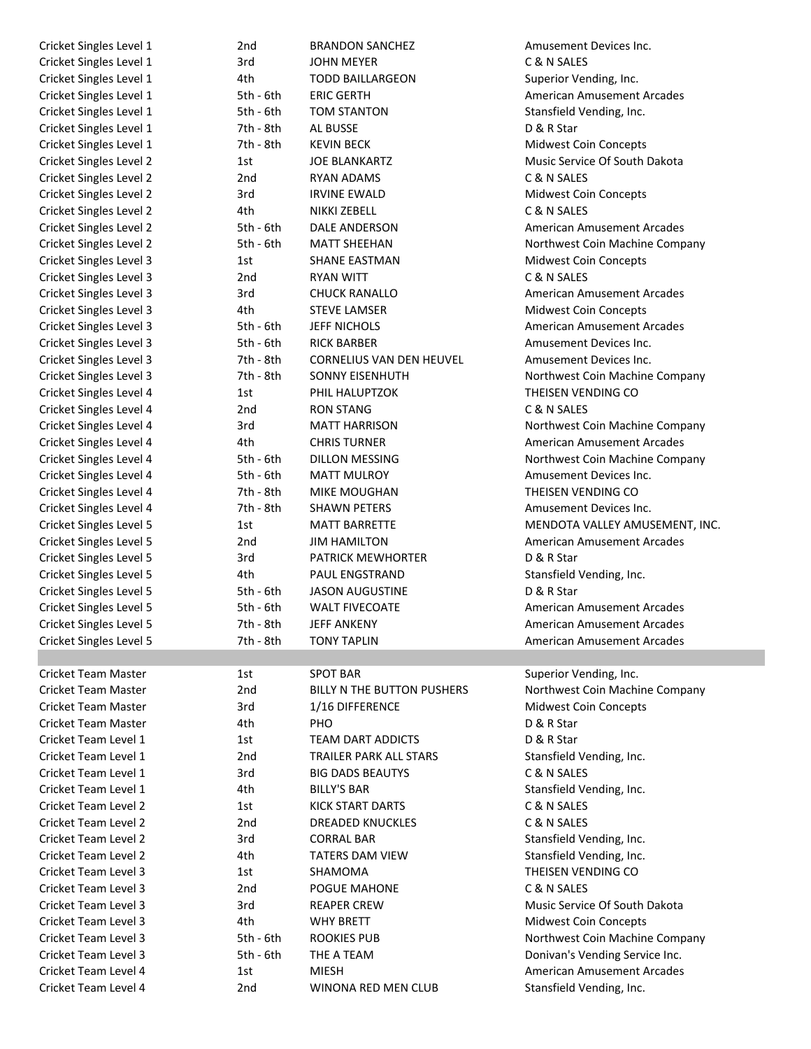| | | | |
|---|---|---|---|
| Cricket Singles Level 1 | 2nd | BRANDON SANCHEZ | Amusement Devices Inc. |
| Cricket Singles Level 1 | 3rd | JOHN MEYER | C & N SALES |
| Cricket Singles Level 1 | 4th | TODD BAILLARGEON | Superior Vending, Inc. |
| Cricket Singles Level 1 | 5th - 6th | ERIC GERTH | American Amusement Arcades |
| Cricket Singles Level 1 | 5th - 6th | TOM STANTON | Stansfield Vending, Inc. |
| Cricket Singles Level 1 | 7th - 8th | AL BUSSE | D & R Star |
| Cricket Singles Level 1 | 7th - 8th | KEVIN BECK | Midwest Coin Concepts |
| Cricket Singles Level 2 | 1st | JOE BLANKARTZ | Music Service Of South Dakota |
| Cricket Singles Level 2 | 2nd | RYAN ADAMS | C & N SALES |
| Cricket Singles Level 2 | 3rd | IRVINE EWALD | Midwest Coin Concepts |
| Cricket Singles Level 2 | 4th | NIKKI ZEBELL | C & N SALES |
| Cricket Singles Level 2 | 5th - 6th | DALE ANDERSON | American Amusement Arcades |
| Cricket Singles Level 2 | 5th - 6th | MATT SHEEHAN | Northwest Coin Machine Company |
| Cricket Singles Level 3 | 1st | SHANE EASTMAN | Midwest Coin Concepts |
| Cricket Singles Level 3 | 2nd | RYAN WITT | C & N SALES |
| Cricket Singles Level 3 | 3rd | CHUCK RANALLO | American Amusement Arcades |
| Cricket Singles Level 3 | 4th | STEVE LAMSER | Midwest Coin Concepts |
| Cricket Singles Level 3 | 5th - 6th | JEFF NICHOLS | American Amusement Arcades |
| Cricket Singles Level 3 | 5th - 6th | RICK BARBER | Amusement Devices Inc. |
| Cricket Singles Level 3 | 7th - 8th | CORNELIUS VAN DEN HEUVEL | Amusement Devices Inc. |
| Cricket Singles Level 3 | 7th - 8th | SONNY EISENHUTH | Northwest Coin Machine Company |
| Cricket Singles Level 4 | 1st | PHIL HALUPTZOK | THEISEN VENDING CO |
| Cricket Singles Level 4 | 2nd | RON STANG | C & N SALES |
| Cricket Singles Level 4 | 3rd | MATT HARRISON | Northwest Coin Machine Company |
| Cricket Singles Level 4 | 4th | CHRIS TURNER | American Amusement Arcades |
| Cricket Singles Level 4 | 5th - 6th | DILLON MESSING | Northwest Coin Machine Company |
| Cricket Singles Level 4 | 5th - 6th | MATT MULROY | Amusement Devices Inc. |
| Cricket Singles Level 4 | 7th - 8th | MIKE MOUGHAN | THEISEN VENDING CO |
| Cricket Singles Level 4 | 7th - 8th | SHAWN PETERS | Amusement Devices Inc. |
| Cricket Singles Level 5 | 1st | MATT BARRETTE | MENDOTA VALLEY AMUSEMENT, INC. |
| Cricket Singles Level 5 | 2nd | JIM HAMILTON | American Amusement Arcades |
| Cricket Singles Level 5 | 3rd | PATRICK MEWHORTER | D & R Star |
| Cricket Singles Level 5 | 4th | PAUL ENGSTRAND | Stansfield Vending, Inc. |
| Cricket Singles Level 5 | 5th - 6th | JASON AUGUSTINE | D & R Star |
| Cricket Singles Level 5 | 5th - 6th | WALT FIVECOATE | American Amusement Arcades |
| Cricket Singles Level 5 | 7th - 8th | JEFF ANKENY | American Amusement Arcades |
| Cricket Singles Level 5 | 7th - 8th | TONY TAPLIN | American Amusement Arcades |

| | | | |
|---|---|---|---|
| Cricket Team Master | 1st | SPOT BAR | Superior Vending, Inc. |
| Cricket Team Master | 2nd | BILLY N THE BUTTON PUSHERS | Northwest Coin Machine Company |
| Cricket Team Master | 3rd | 1/16 DIFFERENCE | Midwest Coin Concepts |
| Cricket Team Master | 4th | PHO | D & R Star |
| Cricket Team Level 1 | 1st | TEAM DART ADDICTS | D & R Star |
| Cricket Team Level 1 | 2nd | TRAILER PARK ALL STARS | Stansfield Vending, Inc. |
| Cricket Team Level 1 | 3rd | BIG DADS BEAUTYS | C & N SALES |
| Cricket Team Level 1 | 4th | BILLY'S BAR | Stansfield Vending, Inc. |
| Cricket Team Level 2 | 1st | KICK START DARTS | C & N SALES |
| Cricket Team Level 2 | 2nd | DREADED KNUCKLES | C & N SALES |
| Cricket Team Level 2 | 3rd | CORRAL BAR | Stansfield Vending, Inc. |
| Cricket Team Level 2 | 4th | TATERS DAM VIEW | Stansfield Vending, Inc. |
| Cricket Team Level 3 | 1st | SHAMOMA | THEISEN VENDING CO |
| Cricket Team Level 3 | 2nd | POGUE MAHONE | C & N SALES |
| Cricket Team Level 3 | 3rd | REAPER CREW | Music Service Of South Dakota |
| Cricket Team Level 3 | 4th | WHY BRETT | Midwest Coin Concepts |
| Cricket Team Level 3 | 5th - 6th | ROOKIES PUB | Northwest Coin Machine Company |
| Cricket Team Level 3 | 5th - 6th | THE A TEAM | Donivan's Vending Service Inc. |
| Cricket Team Level 4 | 1st | MIESH | American Amusement Arcades |
| Cricket Team Level 4 | 2nd | WINONA RED MEN CLUB | Stansfield Vending, Inc. |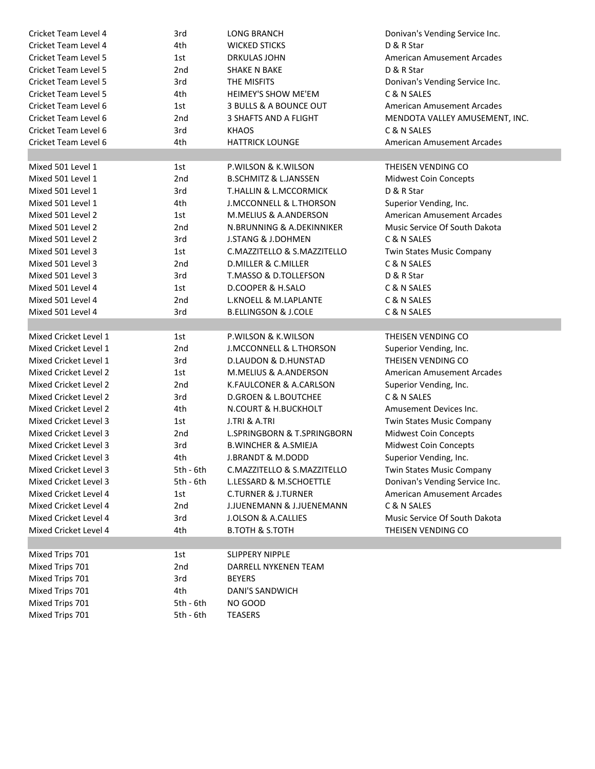| | | | |
|---|---|---|---|
| Cricket Team Level 4 | 3rd | LONG BRANCH | Donivan's Vending Service Inc. |
| Cricket Team Level 4 | 4th | WICKED STICKS | D & R Star |
| Cricket Team Level 5 | 1st | DRKULAS JOHN | American Amusement Arcades |
| Cricket Team Level 5 | 2nd | SHAKE N BAKE | D & R Star |
| Cricket Team Level 5 | 3rd | THE MISFITS | Donivan's Vending Service Inc. |
| Cricket Team Level 5 | 4th | HEIMEY'S SHOW ME'EM | C & N SALES |
| Cricket Team Level 6 | 1st | 3 BULLS & A BOUNCE OUT | American Amusement Arcades |
| Cricket Team Level 6 | 2nd | 3 SHAFTS AND A FLIGHT | MENDOTA VALLEY AMUSEMENT, INC. |
| Cricket Team Level 6 | 3rd | KHAOS | C & N SALES |
| Cricket Team Level 6 | 4th | HATTRICK LOUNGE | American Amusement Arcades |
| | | | |
| Mixed 501 Level 1 | 1st | P.WILSON & K.WILSON | THEISEN VENDING CO |
| Mixed 501 Level 1 | 2nd | B.SCHMITZ & L.JANSSEN | Midwest Coin Concepts |
| Mixed 501 Level 1 | 3rd | T.HALLIN & L.MCCORMICK | D & R Star |
| Mixed 501 Level 1 | 4th | J.MCCONNELL & L.THORSON | Superior Vending, Inc. |
| Mixed 501 Level 2 | 1st | M.MELIUS & A.ANDERSON | American Amusement Arcades |
| Mixed 501 Level 2 | 2nd | N.BRUNNING & A.DEKINNIKER | Music Service Of South Dakota |
| Mixed 501 Level 2 | 3rd | J.STANG & J.DOHMEN | C & N SALES |
| Mixed 501 Level 3 | 1st | C.MAZZITELLO & S.MAZZITELLO | Twin States Music Company |
| Mixed 501 Level 3 | 2nd | D.MILLER & C.MILLER | C & N SALES |
| Mixed 501 Level 3 | 3rd | T.MASSO & D.TOLLEFSON | D & R Star |
| Mixed 501 Level 4 | 1st | D.COOPER & H.SALO | C & N SALES |
| Mixed 501 Level 4 | 2nd | L.KNOELL & M.LAPLANTE | C & N SALES |
| Mixed 501 Level 4 | 3rd | B.ELLINGSON & J.COLE | C & N SALES |
| | | | |
| Mixed Cricket Level 1 | 1st | P.WILSON & K.WILSON | THEISEN VENDING CO |
| Mixed Cricket Level 1 | 2nd | J.MCCONNELL & L.THORSON | Superior Vending, Inc. |
| Mixed Cricket Level 1 | 3rd | D.LAUDON & D.HUNSTAD | THEISEN VENDING CO |
| Mixed Cricket Level 2 | 1st | M.MELIUS & A.ANDERSON | American Amusement Arcades |
| Mixed Cricket Level 2 | 2nd | K.FAULCONER & A.CARLSON | Superior Vending, Inc. |
| Mixed Cricket Level 2 | 3rd | D.GROEN & L.BOUTCHEE | C & N SALES |
| Mixed Cricket Level 2 | 4th | N.COURT & H.BUCKHOLT | Amusement Devices Inc. |
| Mixed Cricket Level 3 | 1st | J.TRI & A.TRI | Twin States Music Company |
| Mixed Cricket Level 3 | 2nd | L.SPRINGBORN & T.SPRINGBORN | Midwest Coin Concepts |
| Mixed Cricket Level 3 | 3rd | B.WINCHER & A.SMIEJA | Midwest Coin Concepts |
| Mixed Cricket Level 3 | 4th | J.BRANDT & M.DODD | Superior Vending, Inc. |
| Mixed Cricket Level 3 | 5th - 6th | C.MAZZITELLO & S.MAZZITELLO | Twin States Music Company |
| Mixed Cricket Level 3 | 5th - 6th | L.LESSARD & M.SCHOETTLE | Donivan's Vending Service Inc. |
| Mixed Cricket Level 4 | 1st | C.TURNER & J.TURNER | American Amusement Arcades |
| Mixed Cricket Level 4 | 2nd | J.JUENEMANN & J.JUENEMANN | C & N SALES |
| Mixed Cricket Level 4 | 3rd | J.OLSON & A.CALLIES | Music Service Of South Dakota |
| Mixed Cricket Level 4 | 4th | B.TOTH & S.TOTH | THEISEN VENDING CO |
| | | | |
| Mixed Trips 701 | 1st | SLIPPERY NIPPLE | |
| Mixed Trips 701 | 2nd | DARRELL NYKENEN TEAM | |
| Mixed Trips 701 | 3rd | BEYERS | |
| Mixed Trips 701 | 4th | DANI'S SANDWICH | |
| Mixed Trips 701 | 5th - 6th | NO GOOD | |
| Mixed Trips 701 | 5th - 6th | TEASERS | |